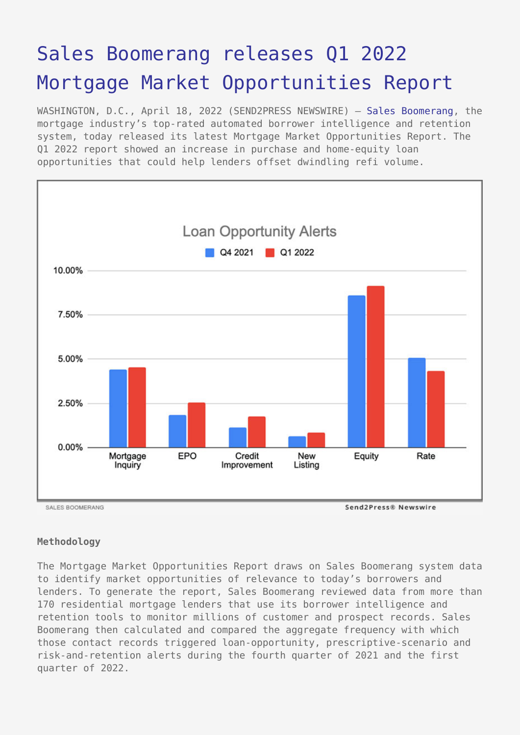# Sales Boomerang releases Q1 2022 Mortgage Market Opportunities Report

WASHINGTON, D.C., April 18, 2022 (SEND2PRESS NEWSWIRE) — Sales Boomerang, the mortgage industry's top-rated automated borrower intelligence and retention system, today released its latest Mortgage Market Opportunities Report. The Q1 2022 report showed an increase in purchase and home-equity loan opportunities that could help lenders offset dwindling refi volume.

Loan Opportunity Alerts

Q4 2021
Q1 2022

10.00%
7.50%
5.00%
2.50%
0.00%

Mortgage Inquiry
EPO
Credit Improvement
New Listing
Equity
Rate

SALES BOOMERANG

Send2Press® Newswire

**Methodology**

The Mortgage Market Opportunities Report draws on Sales Boomerang system data to identify market opportunities of relevance to today's borrowers and lenders. To generate the report, Sales Boomerang reviewed data from more than 170 residential mortgage lenders that use its borrower intelligence and retention tools to monitor millions of customer and prospect records. Sales Boomerang then calculated and compared the aggregate frequency with which those contact records triggered loan-opportunity, prescriptive-scenario and risk-and-retention alerts during the fourth quarter of 2021 and the first quarter of 2022.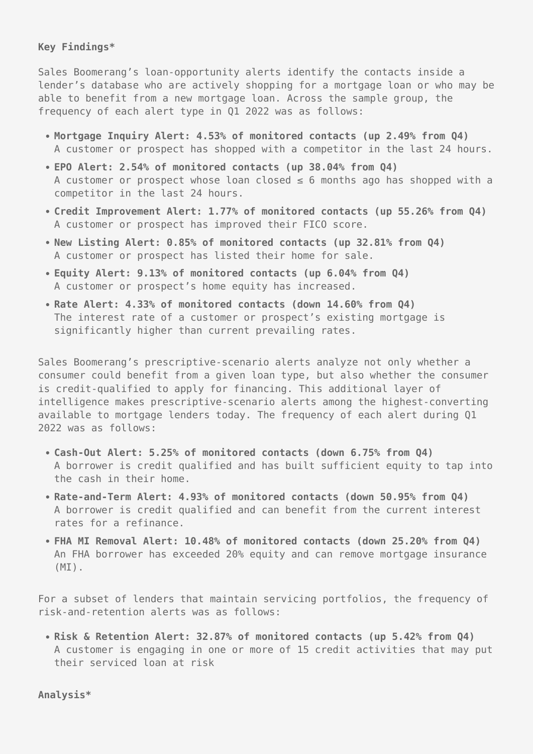**Key Findings***

Sales Boomerang's loan-opportunity alerts identify the contacts inside a lender's database who are actively shopping for a mortgage loan or who may be able to benefit from a new mortgage loan. Across the sample group, the frequency of each alert type in Q1 2022 was as follows:

- **Mortgage Inquiry Alert: 4.53% of monitored contacts (up 2.49% from Q4)**
  A customer or prospect has shopped with a competitor in the last 24 hours.
- **EPO Alert: 2.54% of monitored contacts (up 38.04% from Q4)**
  A customer or prospect whose loan closed ≤ 6 months ago has shopped with a competitor in the last 24 hours.
- **Credit Improvement Alert: 1.77% of monitored contacts (up 55.26% from Q4)**
  A customer or prospect has improved their FICO score.
- **New Listing Alert: 0.85% of monitored contacts (up 32.81% from Q4)**
  A customer or prospect has listed their home for sale.
- **Equity Alert: 9.13% of monitored contacts (up 6.04% from Q4)**
  A customer or prospect's home equity has increased.
- **Rate Alert: 4.33% of monitored contacts (down 14.60% from Q4)**
  The interest rate of a customer or prospect's existing mortgage is significantly higher than current prevailing rates.

Sales Boomerang's prescriptive-scenario alerts analyze not only whether a consumer could benefit from a given loan type, but also whether the consumer is credit-qualified to apply for financing. This additional layer of intelligence makes prescriptive-scenario alerts among the highest-converting available to mortgage lenders today. The frequency of each alert during Q1 2022 was as follows:

- **Cash-Out Alert: 5.25% of monitored contacts (down 6.75% from Q4)**
  A borrower is credit qualified and has built sufficient equity to tap into the cash in their home.
- **Rate-and-Term Alert: 4.93% of monitored contacts (down 50.95% from Q4)**
  A borrower is credit qualified and can benefit from the current interest rates for a refinance.
- **FHA MI Removal Alert: 10.48% of monitored contacts (down 25.20% from Q4)**
  An FHA borrower has exceeded 20% equity and can remove mortgage insurance (MI).

For a subset of lenders that maintain servicing portfolios, the frequency of risk-and-retention alerts was as follows:

- **Risk & Retention Alert: 32.87% of monitored contacts (up 5.42% from Q4)**
  A customer is engaging in one or more of 15 credit activities that may put their serviced loan at risk

**Analysis***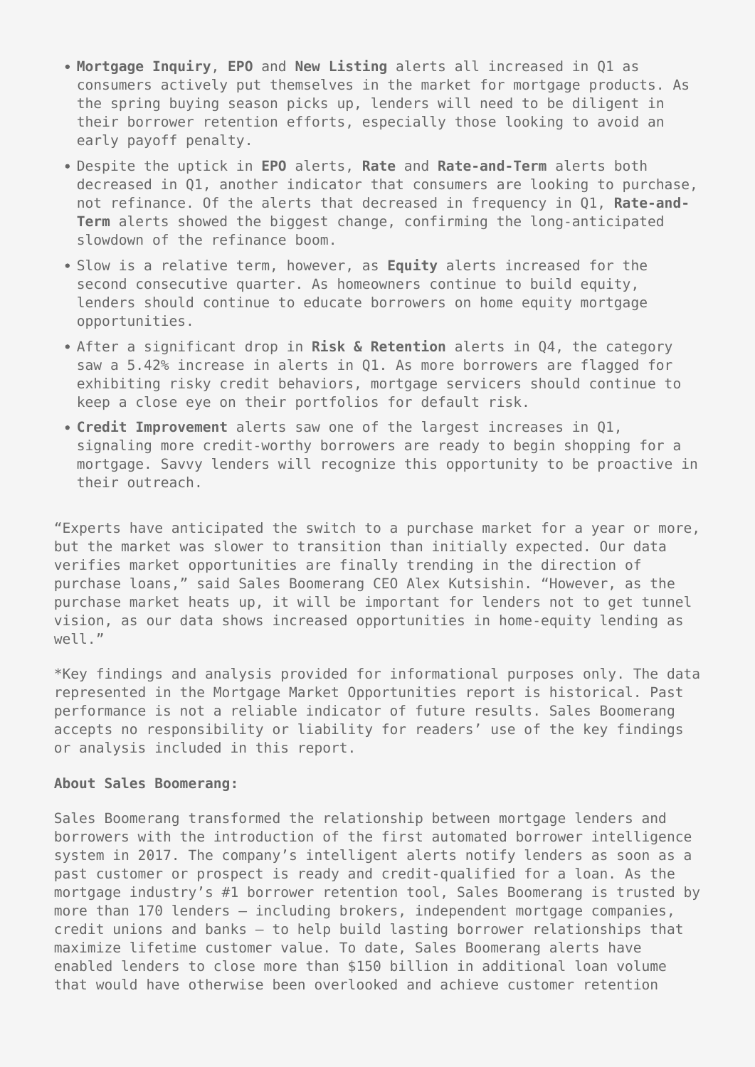- **Mortgage Inquiry**, **EPO** and **New Listing** alerts all increased in Q1 as consumers actively put themselves in the market for mortgage products. As the spring buying season picks up, lenders will need to be diligent in their borrower retention efforts, especially those looking to avoid an early payoff penalty.
- Despite the uptick in **EPO** alerts, **Rate** and **Rate-and-Term** alerts both decreased in Q1, another indicator that consumers are looking to purchase, not refinance. Of the alerts that decreased in frequency in Q1, **Rate-and-Term** alerts showed the biggest change, confirming the long-anticipated slowdown of the refinance boom.
- Slow is a relative term, however, as **Equity** alerts increased for the second consecutive quarter. As homeowners continue to build equity, lenders should continue to educate borrowers on home equity mortgage opportunities.
- After a significant drop in **Risk & Retention** alerts in Q4, the category saw a 5.42% increase in alerts in Q1. As more borrowers are flagged for exhibiting risky credit behaviors, mortgage servicers should continue to keep a close eye on their portfolios for default risk.
- **Credit Improvement** alerts saw one of the largest increases in Q1, signaling more credit-worthy borrowers are ready to begin shopping for a mortgage. Savvy lenders will recognize this opportunity to be proactive in their outreach.

“Experts have anticipated the switch to a purchase market for a year or more, but the market was slower to transition than initially expected. Our data verifies market opportunities are finally trending in the direction of purchase loans,” said Sales Boomerang CEO Alex Kutsishin. “However, as the purchase market heats up, it will be important for lenders not to get tunnel vision, as our data shows increased opportunities in home-equity lending as well.”

*Key findings and analysis provided for informational purposes only. The data represented in the Mortgage Market Opportunities report is historical. Past performance is not a reliable indicator of future results. Sales Boomerang accepts no responsibility or liability for readers’ use of the key findings or analysis included in this report.

**About Sales Boomerang:**

Sales Boomerang transformed the relationship between mortgage lenders and borrowers with the introduction of the first automated borrower intelligence system in 2017. The company’s intelligent alerts notify lenders as soon as a past customer or prospect is ready and credit-qualified for a loan. As the mortgage industry’s #1 borrower retention tool, Sales Boomerang is trusted by more than 170 lenders — including brokers, independent mortgage companies, credit unions and banks — to help build lasting borrower relationships that maximize lifetime customer value. To date, Sales Boomerang alerts have enabled lenders to close more than $150 billion in additional loan volume that would have otherwise been overlooked and achieve customer retention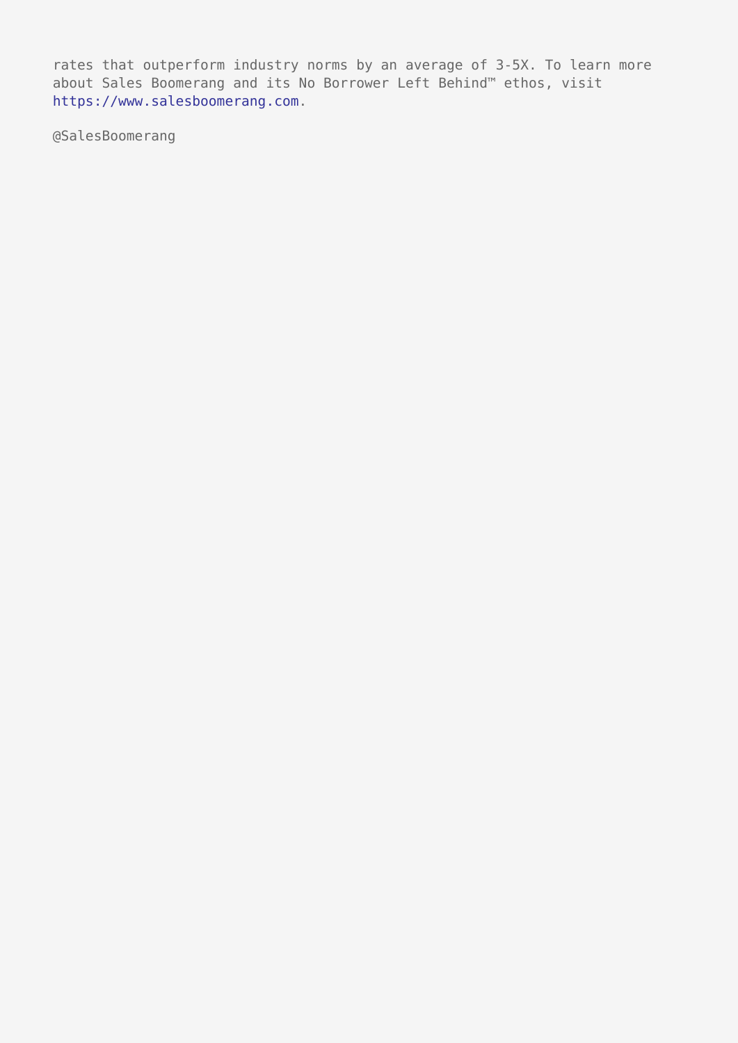rates that outperform industry norms by an average of 3-5X. To learn more about Sales Boomerang and its No Borrower Left Behind™ ethos, visit https://www.salesboomerang.com.

@SalesBoomerang